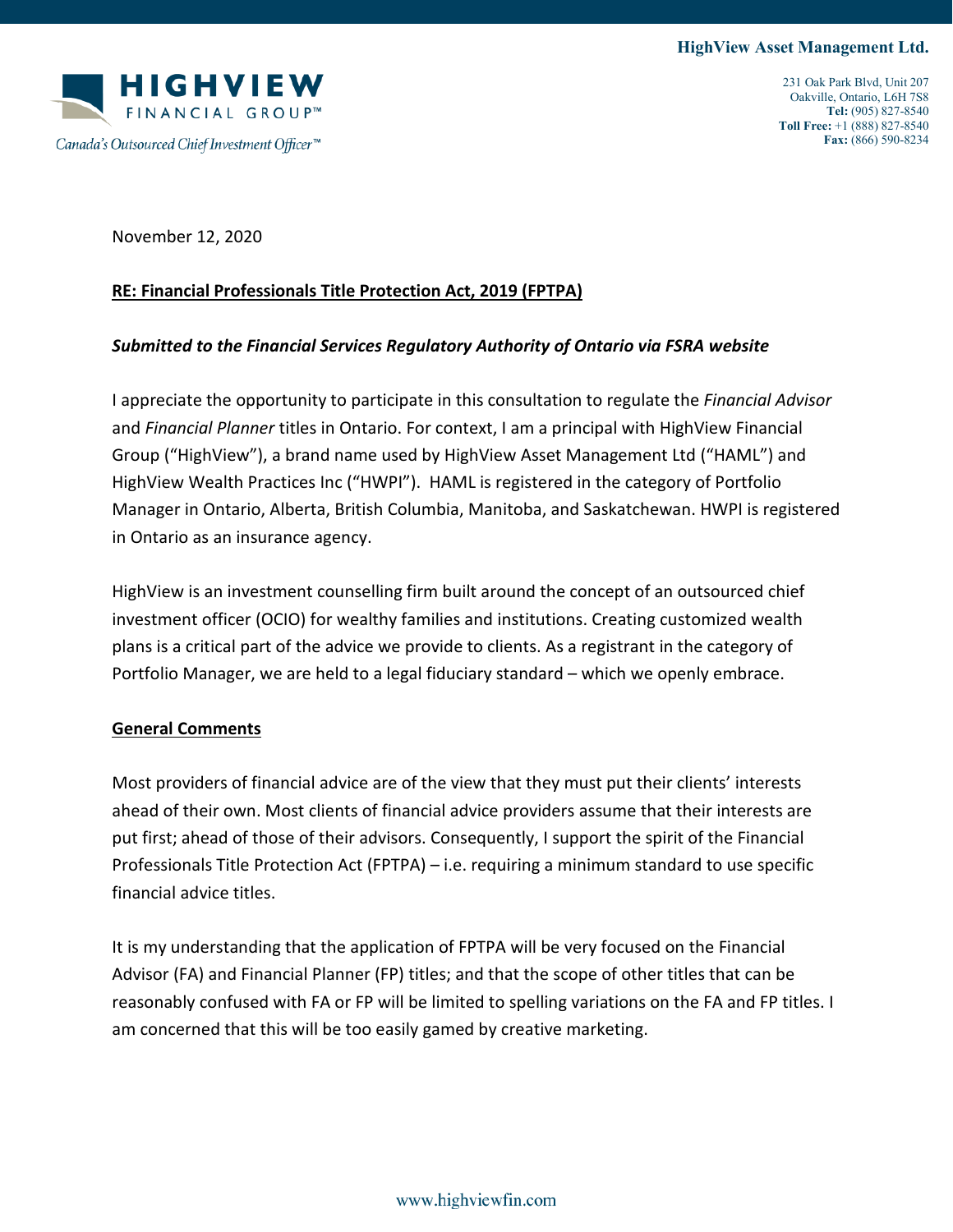**HighView Asset Management Ltd.**

HIGHVIEW FINANCIAL GROUP™

*Canada's Outsourced Chief Investment Officer™*

231 Oak Park Blvd, Unit 207
Oakville, Ontario, L6H 7S8
**Tel:** (905) 827-8540
**Toll Free:** +1 (888) 827-8540
**Fax:** (866) 590-8234

November 12, 2020

**RE: Financial Professionals Title Protection Act, 2019 (FPTPA)**

***Submitted to the Financial Services Regulatory Authority of Ontario via FSRA website***

I appreciate the opportunity to participate in this consultation to regulate the *Financial Advisor* and *Financial Planner* titles in Ontario. For context, I am a principal with HighView Financial Group ("HighView"), a brand name used by HighView Asset Management Ltd ("HAML") and HighView Wealth Practices Inc ("HWPI"). HAML is registered in the category of Portfolio Manager in Ontario, Alberta, British Columbia, Manitoba, and Saskatchewan. HWPI is registered in Ontario as an insurance agency.

HighView is an investment counselling firm built around the concept of an outsourced chief investment officer (OCIO) for wealthy families and institutions. Creating customized wealth plans is a critical part of the advice we provide to clients. As a registrant in the category of Portfolio Manager, we are held to a legal fiduciary standard – which we openly embrace.

**General Comments**

Most providers of financial advice are of the view that they must put their clients' interests ahead of their own. Most clients of financial advice providers assume that their interests are put first; ahead of those of their advisors. Consequently, I support the spirit of the Financial Professionals Title Protection Act (FPTPA) – i.e. requiring a minimum standard to use specific financial advice titles.

It is my understanding that the application of FPTPA will be very focused on the Financial Advisor (FA) and Financial Planner (FP) titles; and that the scope of other titles that can be reasonably confused with FA or FP will be limited to spelling variations on the FA and FP titles. I am concerned that this will be too easily gamed by creative marketing.

www.highviewfin.com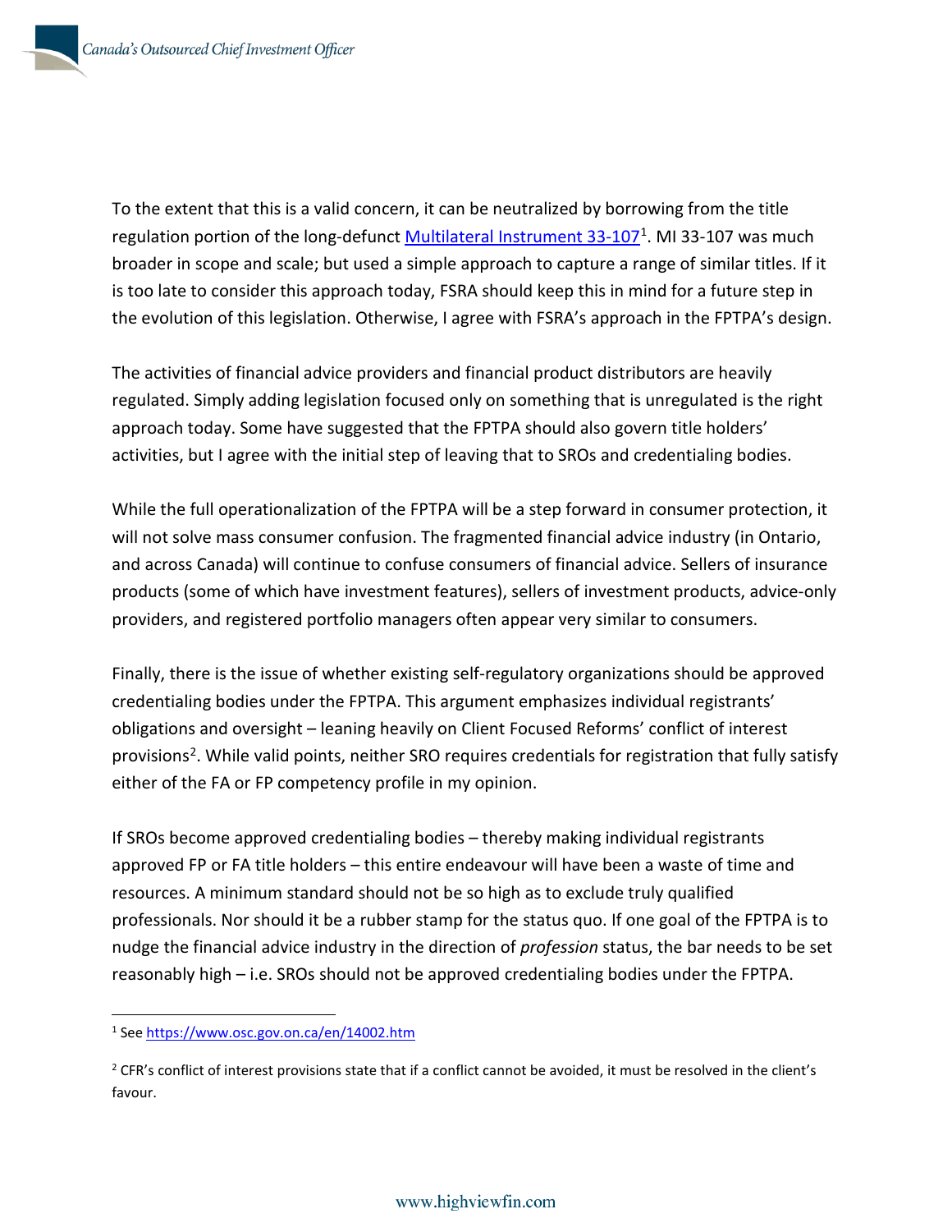To the extent that this is a valid concern, it can be neutralized by borrowing from the title regulation portion of the long-defunct [Multilateral Instrument 33-107](https://www.osc.gov.on.ca/en/14002.htm)[1]. MI 33-107 was much broader in scope and scale; but used a simple approach to capture a range of similar titles. If it is too late to consider this approach today, FSRA should keep this in mind for a future step in the evolution of this legislation. Otherwise, I agree with FSRA's approach in the FPTPA's design.

The activities of financial advice providers and financial product distributors are heavily regulated. Simply adding legislation focused only on something that is unregulated is the right approach today. Some have suggested that the FPTPA should also govern title holders' activities, but I agree with the initial step of leaving that to SROs and credentialing bodies.

While the full operationalization of the FPTPA will be a step forward in consumer protection, it will not solve mass consumer confusion. The fragmented financial advice industry (in Ontario, and across Canada) will continue to confuse consumers of financial advice. Sellers of insurance products (some of which have investment features), sellers of investment products, advice-only providers, and registered portfolio managers often appear very similar to consumers.

Finally, there is the issue of whether existing self-regulatory organizations should be approved credentialing bodies under the FPTPA. This argument emphasizes individual registrants' obligations and oversight – leaning heavily on Client Focused Reforms' conflict of interest provisions[2]. While valid points, neither SRO requires credentials for registration that fully satisfy either of the FA or FP competency profile in my opinion.

If SROs become approved credentialing bodies – thereby making individual registrants approved FP or FA title holders – this entire endeavour will have been a waste of time and resources. A minimum standard should not be so high as to exclude truly qualified professionals. Nor should it be a rubber stamp for the status quo. If one goal of the FPTPA is to nudge the financial advice industry in the direction of *profession* status, the bar needs to be set reasonably high – i.e. SROs should not be approved credentialing bodies under the FPTPA.

---

[1] See https://www.osc.gov.on.ca/en/14002.htm

[2] CFR's conflict of interest provisions state that if a conflict cannot be avoided, it must be resolved in the client's favour.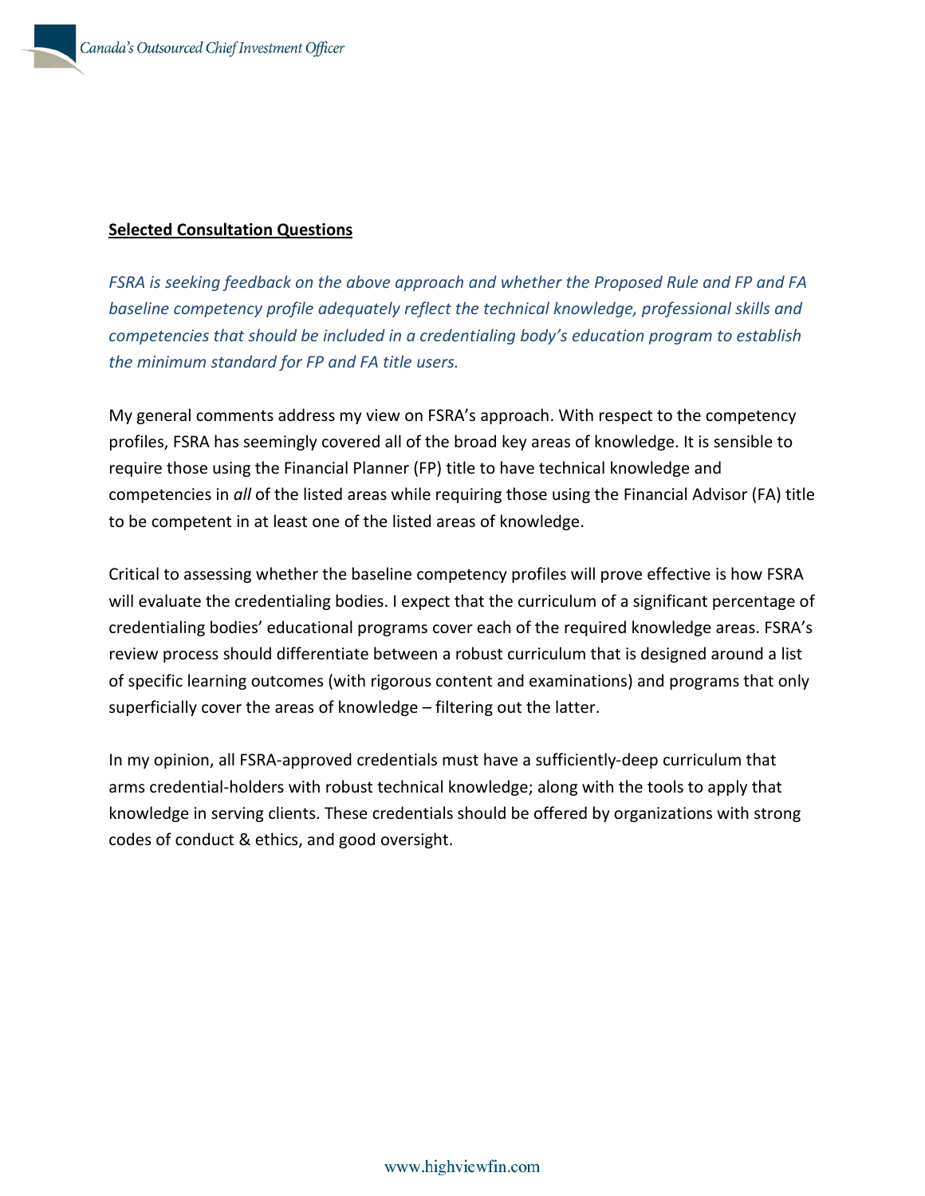**Selected Consultation Questions**

*FSRA is seeking feedback on the above approach and whether the Proposed Rule and FP and FA baseline competency profile adequately reflect the technical knowledge, professional skills and competencies that should be included in a credentialing body's education program to establish the minimum standard for FP and FA title users.*

My general comments address my view on FSRA's approach. With respect to the competency profiles, FSRA has seemingly covered all of the broad key areas of knowledge. It is sensible to require those using the Financial Planner (FP) title to have technical knowledge and competencies in *all* of the listed areas while requiring those using the Financial Advisor (FA) title to be competent in at least one of the listed areas of knowledge.

Critical to assessing whether the baseline competency profiles will prove effective is how FSRA will evaluate the credentialing bodies. I expect that the curriculum of a significant percentage of credentialing bodies' educational programs cover each of the required knowledge areas. FSRA's review process should differentiate between a robust curriculum that is designed around a list of specific learning outcomes (with rigorous content and examinations) and programs that only superficially cover the areas of knowledge – filtering out the latter.

In my opinion, all FSRA-approved credentials must have a sufficiently-deep curriculum that arms credential-holders with robust technical knowledge; along with the tools to apply that knowledge in serving clients. These credentials should be offered by organizations with strong codes of conduct & ethics, and good oversight.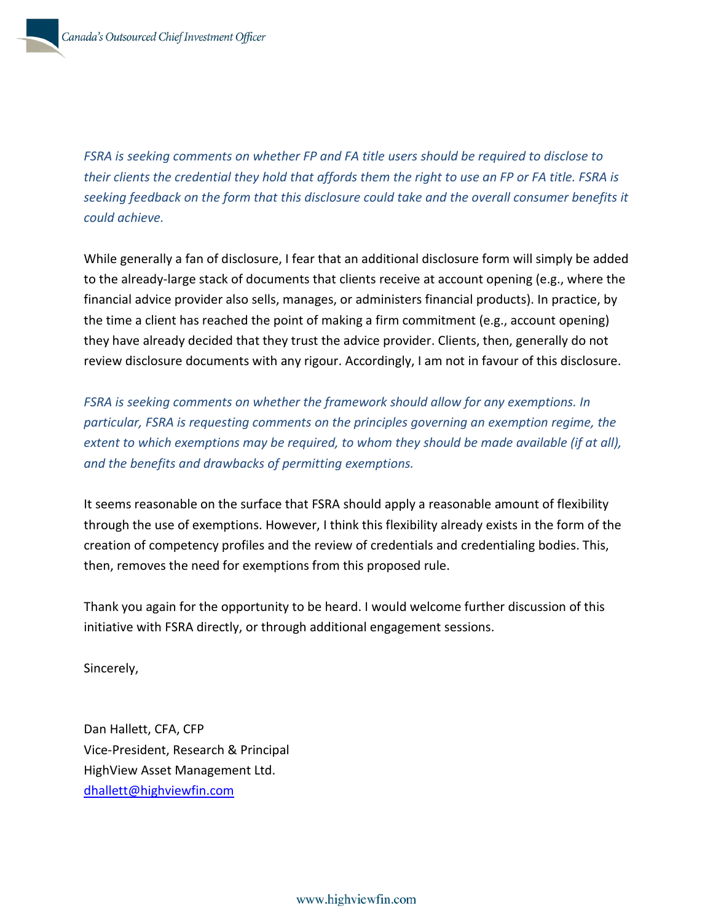*FSRA is seeking comments on whether FP and FA title users should be required to disclose to their clients the credential they hold that affords them the right to use an FP or FA title. FSRA is seeking feedback on the form that this disclosure could take and the overall consumer benefits it could achieve.*

While generally a fan of disclosure, I fear that an additional disclosure form will simply be added to the already-large stack of documents that clients receive at account opening (e.g., where the financial advice provider also sells, manages, or administers financial products). In practice, by the time a client has reached the point of making a firm commitment (e.g., account opening) they have already decided that they trust the advice provider. Clients, then, generally do not review disclosure documents with any rigour. Accordingly, I am not in favour of this disclosure.

*FSRA is seeking comments on whether the framework should allow for any exemptions. In particular, FSRA is requesting comments on the principles governing an exemption regime, the extent to which exemptions may be required, to whom they should be made available (if at all), and the benefits and drawbacks of permitting exemptions.*

It seems reasonable on the surface that FSRA should apply a reasonable amount of flexibility through the use of exemptions. However, I think this flexibility already exists in the form of the creation of competency profiles and the review of credentials and credentialing bodies. This, then, removes the need for exemptions from this proposed rule.

Thank you again for the opportunity to be heard. I would welcome further discussion of this initiative with FSRA directly, or through additional engagement sessions.

Sincerely,

Dan Hallett, CFA, CFP
Vice-President, Research & Principal
HighView Asset Management Ltd.
dhallett@highviewfin.com